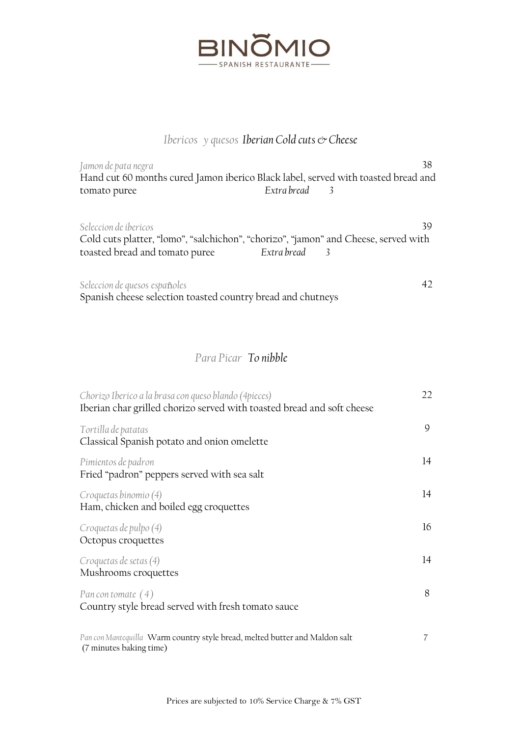# BINOMIO

SPANISH RESTAURANTE

## *Ibericos y quesos* ***Iberian Cold cuts & Cheese***

*Jamon de pata negra* 38
Hand cut 60 months cured Jamon iberico Black label, served with toasted bread and tomato puree *Extra bread* 3

*Seleccion de ibericos* 39
Cold cuts platter, "lomo", "salchichon", "chorizo", "jamon" and Cheese, served with toasted bread and tomato puree *Extra bread* 3

*Seleccion de quesos españoles* 42
Spanish cheese selection toasted country bread and chutneys

## *Para Picar* ***To nibble***

*Chorizo Iberico a la brasa con queso blando (4pieces)* 22
Iberian char grilled chorizo served with toasted bread and soft cheese

*Tortilla de patatas* 9
Classical Spanish potato and onion omelette

*Pimientos de padron* 14
Fried "padron" peppers served with sea salt

*Croquetas binomio (4)* 14
Ham, chicken and boiled egg croquettes

*Croquetas de pulpo (4)* 16
Octopus croquettes

*Croquetas de setas (4)* 14
Mushrooms croquettes

*Pan con tomate (4)* 8
Country style bread served with fresh tomato sauce

*Pan con Mantequilla* Warm country style bread, melted butter and Maldon salt 7
(7 minutes baking time)

Prices are subjected to 10% Service Charge & 7% GST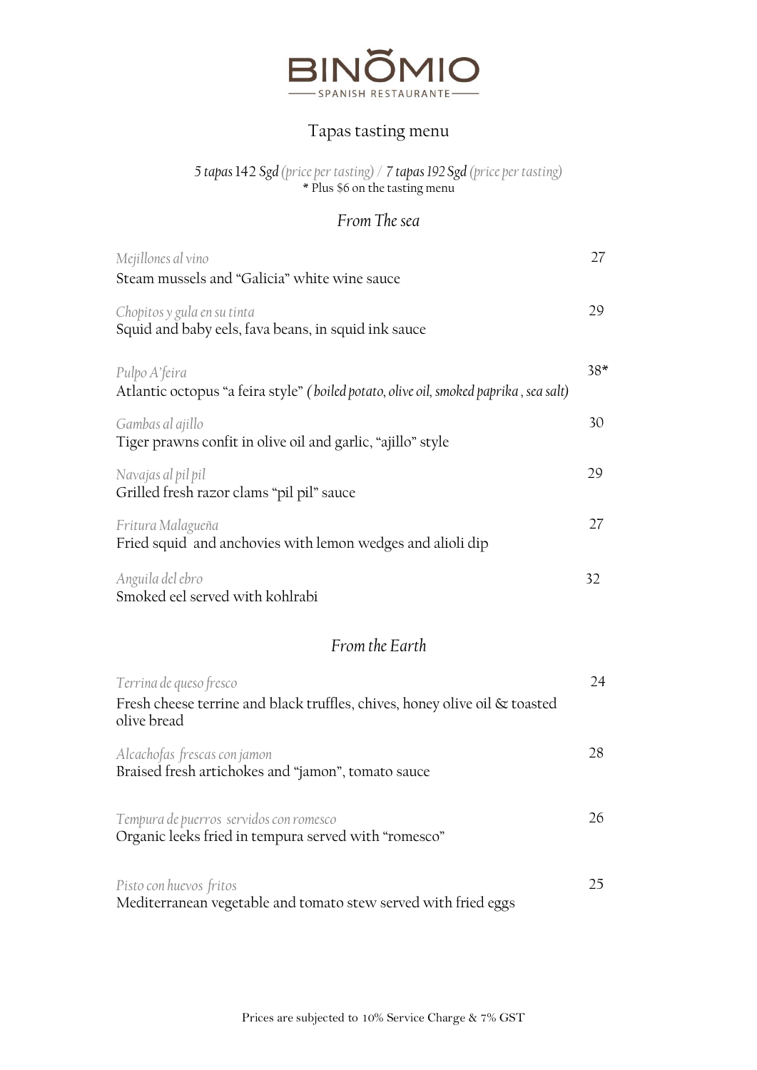# BINOMIO

SPANISH RESTAURANTE

## Tapas tasting menu

*5 tapas* 142 *Sgd* *(price per tasting)* / *7 tapas* 192 *Sgd* *(price per tasting)*
* Plus $6 on the tasting menu

### *From The sea*

*Mejillones al vino* — 27
Steam mussels and "Galicia" white wine sauce

*Chopitos y gula en su tinta* — 29
Squid and baby eels, fava beans, in squid ink sauce

*Pulpo A'feira* — 38*
Atlantic octopus "a feira style" *( boiled potato, olive oil, smoked paprika , sea salt)*

*Gambas al ajillo* — 30
Tiger prawns confit in olive oil and garlic, "ajillo" style

*Navajas al pil pil* — 29
Grilled fresh razor clams "pil pil" sauce

*Fritura Malagueña* — 27
Fried squid and anchovies with lemon wedges and alioli dip

*Anguila del ebro* — 32
Smoked eel served with kohlrabi

### *From the Earth*

*Terrina de queso fresco* — 24
Fresh cheese terrine and black truffles, chives, honey olive oil & toasted olive bread

*Alcachofas frescas con jamon* — 28
Braised fresh artichokes and "jamon", tomato sauce

*Tempura de puerros servidos con romesco* — 26
Organic leeks fried in tempura served with "romesco"

*Pisto con huevos fritos* — 25
Mediterranean vegetable and tomato stew served with fried eggs

Prices are subjected to 10% Service Charge & 7% GST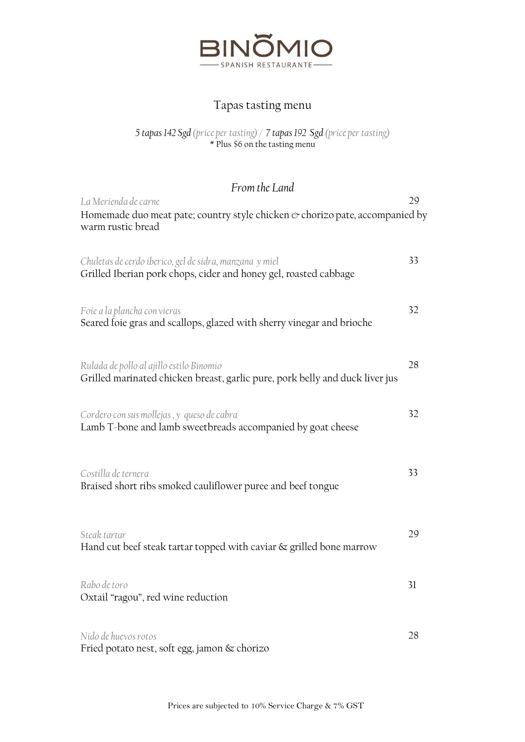# BINÕMIO

SPANISH RESTAURANTE

## Tapas tasting menu

*5 tapas 142 Sgd (price per tasting) / 7 tapas 192 Sgd (price per tasting)*
\* Plus $6 on the tasting menu

### *From the Land*

*La Merienda de carne* — 29
Homemade duo meat pate; country style chicken & chorizo pate, accompanied by warm rustic bread

*Chuletas de cerdo iberico, gel de sidra, manzana y miel* — 33
Grilled Iberian pork chops, cider and honey gel, roasted cabbage

*Foie a la plancha con vieras* — 32
Seared foie gras and scallops, glazed with sherry vinegar and brioche

*Rulada de pollo al ajillo estilo Binomio* — 28
Grilled marinated chicken breast, garlic pure, pork belly and duck liver jus

*Cordero con sus mollejas , y queso de cabra* — 32
Lamb T-bone and lamb sweetbreads accompanied by goat cheese

*Costilla de ternera* — 33
Braised short ribs smoked cauliflower puree and beef tongue

*Steak tartar* — 29
Hand cut beef steak tartar topped with caviar & grilled bone marrow

*Rabo de toro* — 31
Oxtail "ragou", red wine reduction

*Nido de huevos rotos* — 28
Fried potato nest, soft egg, jamon & chorizo

Prices are subjected to 10% Service Charge & 7% GST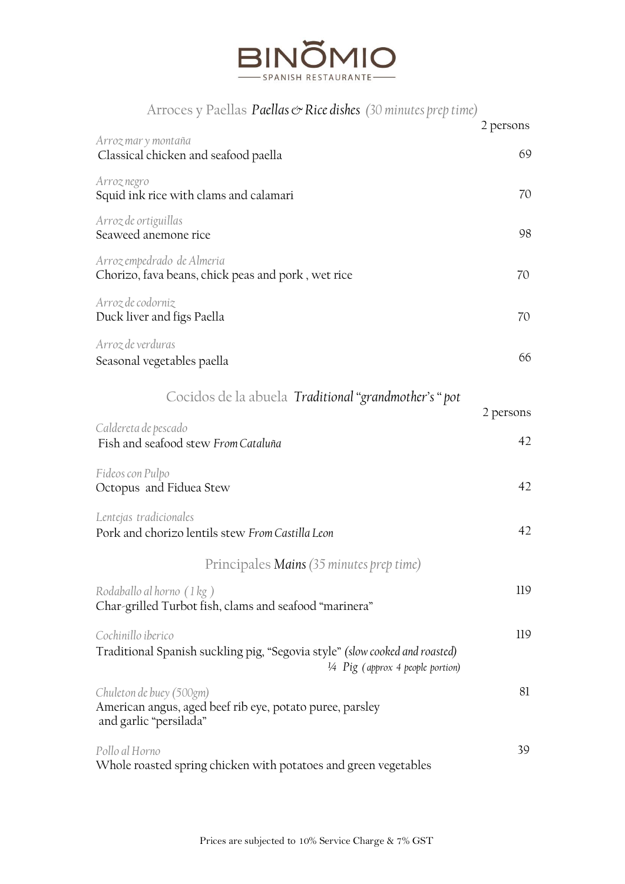# BINÕMIO

SPANISH RESTAURANTE

## Arroces y Paellas *Paellas & Rice dishes* *(30 minutes prep time)*

| | 2 persons |
|---|---|
| *Arroz mar y montaña*<br>Classical chicken and seafood paella | 69 |
| *Arroz negro*<br>Squid ink rice with clams and calamari | 70 |
| *Arroz de ortiguillas*<br>Seaweed anemone rice | 98 |
| *Arroz empedrado de Almeria*<br>Chorizo, fava beans, chick peas and pork , wet rice | 70 |
| *Arroz de codorniz*<br>Duck liver and figs Paella | 70 |
| *Arroz de verduras*<br>Seasonal vegetables paella | 66 |

## Cocidos de la abuela *Traditional "grandmother's " pot*

| | 2 persons |
|---|---|
| *Caldereta de pescado*<br>Fish and seafood stew *From Cataluña* | 42 |
| *Fideos con Pulpo*<br>Octopus and Fiduea Stew | 42 |
| *Lentejas tradicionales*<br>Pork and chorizo lentils stew *From Castilla Leon* | 42 |

## Principales *Mains* *(35 minutes prep time)*

| | |
|---|---|
| *Rodaballo al horno ( 1 kg )*<br>Char-grilled Turbot fish, clams and seafood "marinera" | 119 |
| *Cochinillo iberico*<br>Traditional Spanish suckling pig, "Segovia style" *(slow cooked and roasted)*<br>¼ Pig *( approx 4 people portion)* | 119 |
| *Chuleton de buey (500gm)*<br>American angus, aged beef rib eye, potato puree, parsley and garlic "persilada" | 81 |
| *Pollo al Horno*<br>Whole roasted spring chicken with potatoes and green vegetables | 39 |

Prices are subjected to 10% Service Charge & 7% GST